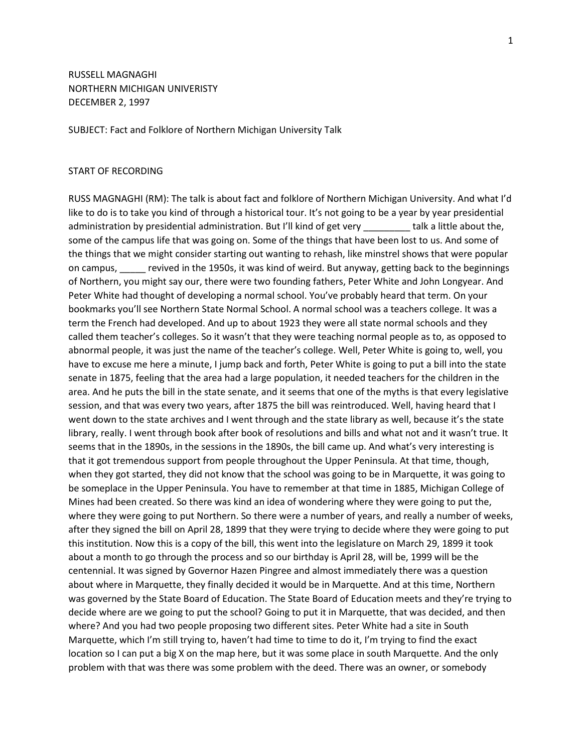RUSSELL MAGNAGHI
NORTHERN MICHIGAN UNIVERISTY
DECEMBER 2, 1997

SUBJECT: Fact and Folklore of Northern Michigan University Talk

START OF RECORDING

RUSS MAGNAGHI (RM): The talk is about fact and folklore of Northern Michigan University. And what I'd like to do is to take you kind of through a historical tour. It's not going to be a year by year presidential administration by presidential administration. But I'll kind of get very _________ talk a little about the, some of the campus life that was going on. Some of the things that have been lost to us. And some of the things that we might consider starting out wanting to rehash, like minstrel shows that were popular on campus, _____ revived in the 1950s, it was kind of weird. But anyway, getting back to the beginnings of Northern, you might say our, there were two founding fathers, Peter White and John Longyear. And Peter White had thought of developing a normal school. You've probably heard that term. On your bookmarks you'll see Northern State Normal School. A normal school was a teachers college. It was a term the French had developed. And up to about 1923 they were all state normal schools and they called them teacher's colleges. So it wasn't that they were teaching normal people as to, as opposed to abnormal people, it was just the name of the teacher's college. Well, Peter White is going to, well, you have to excuse me here a minute, I jump back and forth, Peter White is going to put a bill into the state senate in 1875, feeling that the area had a large population, it needed teachers for the children in the area. And he puts the bill in the state senate, and it seems that one of the myths is that every legislative session, and that was every two years, after 1875 the bill was reintroduced. Well, having heard that I went down to the state archives and I went through and the state library as well, because it's the state library, really. I went through book after book of resolutions and bills and what not and it wasn't true. It seems that in the 1890s, in the sessions in the 1890s, the bill came up. And what's very interesting is that it got tremendous support from people throughout the Upper Peninsula. At that time, though, when they got started, they did not know that the school was going to be in Marquette, it was going to be someplace in the Upper Peninsula. You have to remember at that time in 1885, Michigan College of Mines had been created. So there was kind an idea of wondering where they were going to put the, where they were going to put Northern. So there were a number of years, and really a number of weeks, after they signed the bill on April 28, 1899 that they were trying to decide where they were going to put this institution. Now this is a copy of the bill, this went into the legislature on March 29, 1899 it took about a month to go through the process and so our birthday is April 28, will be, 1999 will be the centennial. It was signed by Governor Hazen Pingree and almost immediately there was a question about where in Marquette, they finally decided it would be in Marquette. And at this time, Northern was governed by the State Board of Education. The State Board of Education meets and they're trying to decide where are we going to put the school? Going to put it in Marquette, that was decided, and then where? And you had two people proposing two different sites. Peter White had a site in South Marquette, which I'm still trying to, haven't had time to time to do it, I'm trying to find the exact location so I can put a big X on the map here, but it was some place in south Marquette. And the only problem with that was there was some problem with the deed. There was an owner, or somebody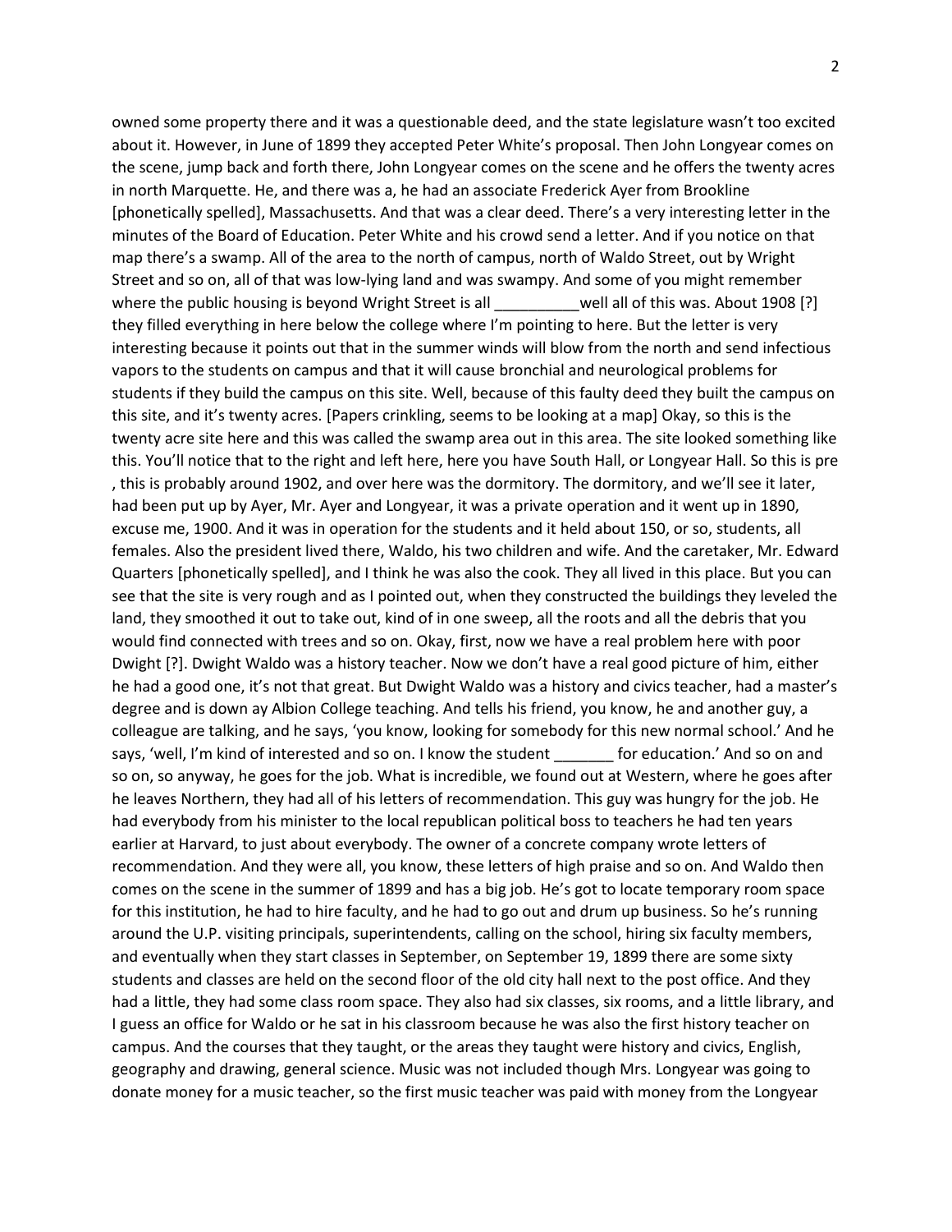owned some property there and it was a questionable deed, and the state legislature wasn't too excited about it. However, in June of 1899 they accepted Peter White's proposal. Then John Longyear comes on the scene, jump back and forth there, John Longyear comes on the scene and he offers the twenty acres in north Marquette. He, and there was a, he had an associate Frederick Ayer from Brookline [phonetically spelled], Massachusetts. And that was a clear deed. There's a very interesting letter in the minutes of the Board of Education. Peter White and his crowd send a letter. And if you notice on that map there's a swamp. All of the area to the north of campus, north of Waldo Street, out by Wright Street and so on, all of that was low-lying land and was swampy. And some of you might remember where the public housing is beyond Wright Street is all __________well all of this was. About 1908 [?] they filled everything in here below the college where I'm pointing to here. But the letter is very interesting because it points out that in the summer winds will blow from the north and send infectious vapors to the students on campus and that it will cause bronchial and neurological problems for students if they build the campus on this site. Well, because of this faulty deed they built the campus on this site, and it's twenty acres. [Papers crinkling, seems to be looking at a map] Okay, so this is the twenty acre site here and this was called the swamp area out in this area. The site looked something like this. You'll notice that to the right and left here, here you have South Hall, or Longyear Hall. So this is pre , this is probably around 1902, and over here was the dormitory. The dormitory, and we'll see it later, had been put up by Ayer, Mr. Ayer and Longyear, it was a private operation and it went up in 1890, excuse me, 1900. And it was in operation for the students and it held about 150, or so, students, all females. Also the president lived there, Waldo, his two children and wife. And the caretaker, Mr. Edward Quarters [phonetically spelled], and I think he was also the cook. They all lived in this place. But you can see that the site is very rough and as I pointed out, when they constructed the buildings they leveled the land, they smoothed it out to take out, kind of in one sweep, all the roots and all the debris that you would find connected with trees and so on. Okay, first, now we have a real problem here with poor Dwight [?]. Dwight Waldo was a history teacher. Now we don't have a real good picture of him, either he had a good one, it's not that great. But Dwight Waldo was a history and civics teacher, had a master's degree and is down ay Albion College teaching. And tells his friend, you know, he and another guy, a colleague are talking, and he says, 'you know, looking for somebody for this new normal school.' And he says, 'well, I'm kind of interested and so on. I know the student _______ for education.' And so on and so on, so anyway, he goes for the job. What is incredible, we found out at Western, where he goes after he leaves Northern, they had all of his letters of recommendation. This guy was hungry for the job. He had everybody from his minister to the local republican political boss to teachers he had ten years earlier at Harvard, to just about everybody. The owner of a concrete company wrote letters of recommendation. And they were all, you know, these letters of high praise and so on. And Waldo then comes on the scene in the summer of 1899 and has a big job. He's got to locate temporary room space for this institution, he had to hire faculty, and he had to go out and drum up business. So he's running around the U.P. visiting principals, superintendents, calling on the school, hiring six faculty members, and eventually when they start classes in September, on September 19, 1899 there are some sixty students and classes are held on the second floor of the old city hall next to the post office. And they had a little, they had some class room space. They also had six classes, six rooms, and a little library, and I guess an office for Waldo or he sat in his classroom because he was also the first history teacher on campus. And the courses that they taught, or the areas they taught were history and civics, English, geography and drawing, general science. Music was not included though Mrs. Longyear was going to donate money for a music teacher, so the first music teacher was paid with money from the Longyear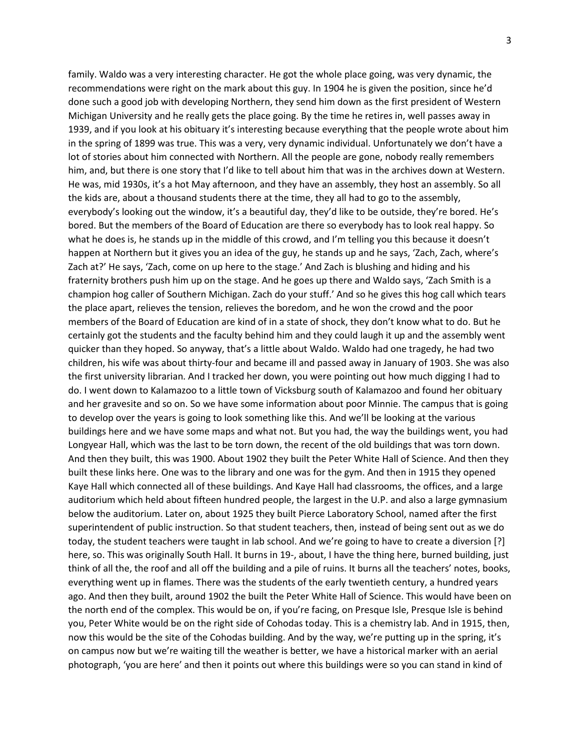family. Waldo was a very interesting character. He got the whole place going, was very dynamic, the recommendations were right on the mark about this guy. In 1904 he is given the position, since he'd done such a good job with developing Northern, they send him down as the first president of Western Michigan University and he really gets the place going. By the time he retires in, well passes away in 1939, and if you look at his obituary it's interesting because everything that the people wrote about him in the spring of 1899 was true. This was a very, very dynamic individual. Unfortunately we don't have a lot of stories about him connected with Northern. All the people are gone, nobody really remembers him, and, but there is one story that I'd like to tell about him that was in the archives down at Western. He was, mid 1930s, it's a hot May afternoon, and they have an assembly, they host an assembly. So all the kids are, about a thousand students there at the time, they all had to go to the assembly, everybody's looking out the window, it's a beautiful day, they'd like to be outside, they're bored. He's bored. But the members of the Board of Education are there so everybody has to look real happy. So what he does is, he stands up in the middle of this crowd, and I'm telling you this because it doesn't happen at Northern but it gives you an idea of the guy, he stands up and he says, 'Zach, Zach, where's Zach at?' He says, 'Zach, come on up here to the stage.' And Zach is blushing and hiding and his fraternity brothers push him up on the stage. And he goes up there and Waldo says, 'Zach Smith is a champion hog caller of Southern Michigan. Zach do your stuff.' And so he gives this hog call which tears the place apart, relieves the tension, relieves the boredom, and he won the crowd and the poor members of the Board of Education are kind of in a state of shock, they don't know what to do. But he certainly got the students and the faculty behind him and they could laugh it up and the assembly went quicker than they hoped. So anyway, that's a little about Waldo. Waldo had one tragedy, he had two children, his wife was about thirty-four and became ill and passed away in January of 1903. She was also the first university librarian. And I tracked her down, you were pointing out how much digging I had to do. I went down to Kalamazoo to a little town of Vicksburg south of Kalamazoo and found her obituary and her gravesite and so on. So we have some information about poor Minnie. The campus that is going to develop over the years is going to look something like this. And we'll be looking at the various buildings here and we have some maps and what not. But you had, the way the buildings went, you had Longyear Hall, which was the last to be torn down, the recent of the old buildings that was torn down. And then they built, this was 1900. About 1902 they built the Peter White Hall of Science. And then they built these links here. One was to the library and one was for the gym. And then in 1915 they opened Kaye Hall which connected all of these buildings. And Kaye Hall had classrooms, the offices, and a large auditorium which held about fifteen hundred people, the largest in the U.P. and also a large gymnasium below the auditorium. Later on, about 1925 they built Pierce Laboratory School, named after the first superintendent of public instruction. So that student teachers, then, instead of being sent out as we do today, the student teachers were taught in lab school. And we're going to have to create a diversion [?] here, so. This was originally South Hall. It burns in 19-, about, I have the thing here, burned building, just think of all the, the roof and all off the building and a pile of ruins. It burns all the teachers' notes, books, everything went up in flames. There was the students of the early twentieth century, a hundred years ago. And then they built, around 1902 the built the Peter White Hall of Science. This would have been on the north end of the complex. This would be on, if you're facing, on Presque Isle, Presque Isle is behind you, Peter White would be on the right side of Cohodas today. This is a chemistry lab. And in 1915, then, now this would be the site of the Cohodas building. And by the way, we're putting up in the spring, it's on campus now but we're waiting till the weather is better, we have a historical marker with an aerial photograph, 'you are here' and then it points out where this buildings were so you can stand in kind of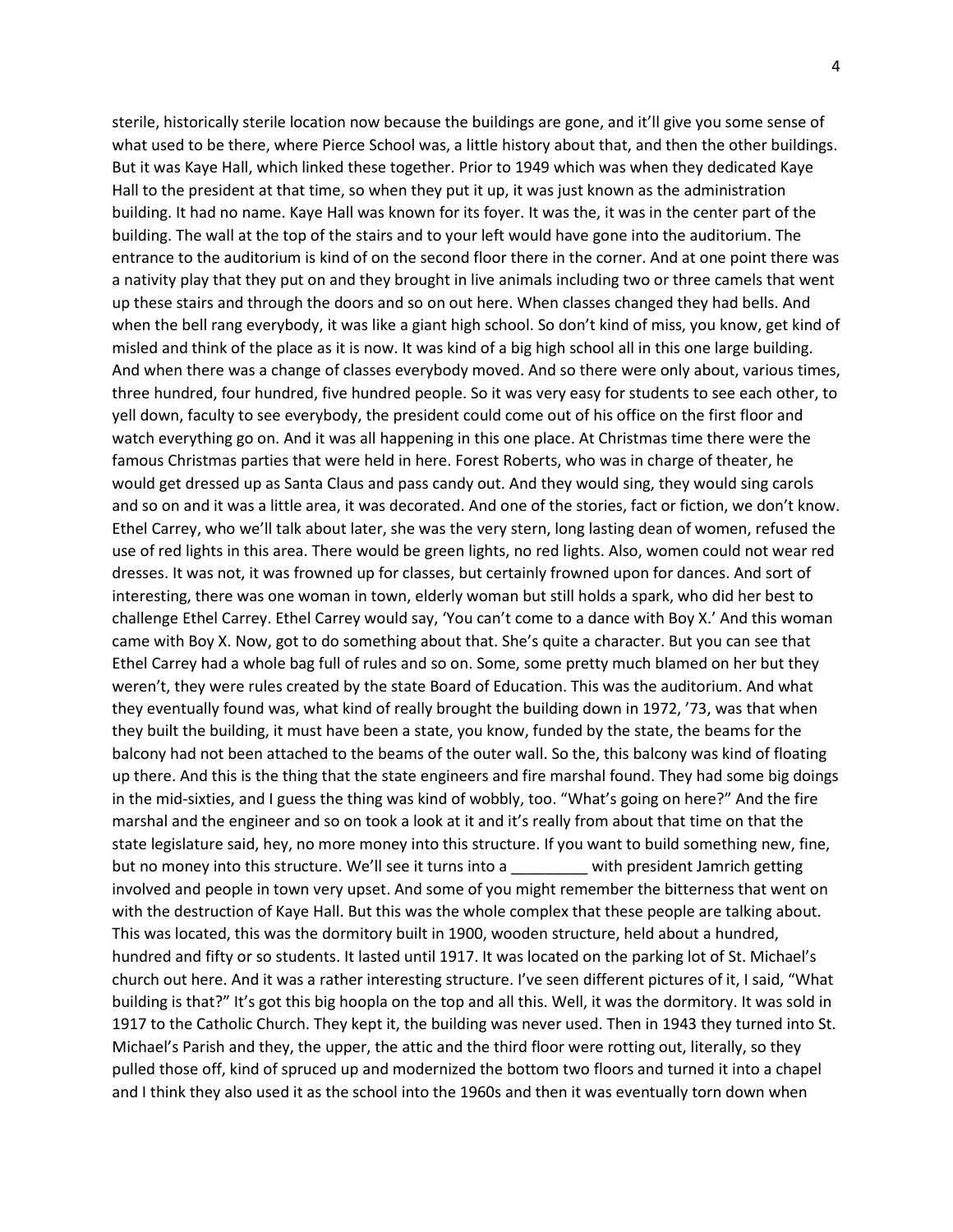sterile, historically sterile location now because the buildings are gone, and it'll give you some sense of what used to be there, where Pierce School was, a little history about that, and then the other buildings. But it was Kaye Hall, which linked these together. Prior to 1949 which was when they dedicated Kaye Hall to the president at that time, so when they put it up, it was just known as the administration building. It had no name. Kaye Hall was known for its foyer. It was the, it was in the center part of the building. The wall at the top of the stairs and to your left would have gone into the auditorium. The entrance to the auditorium is kind of on the second floor there in the corner. And at one point there was a nativity play that they put on and they brought in live animals including two or three camels that went up these stairs and through the doors and so on out here. When classes changed they had bells. And when the bell rang everybody, it was like a giant high school. So don't kind of miss, you know, get kind of misled and think of the place as it is now. It was kind of a big high school all in this one large building. And when there was a change of classes everybody moved. And so there were only about, various times, three hundred, four hundred, five hundred people. So it was very easy for students to see each other, to yell down, faculty to see everybody, the president could come out of his office on the first floor and watch everything go on. And it was all happening in this one place. At Christmas time there were the famous Christmas parties that were held in here. Forest Roberts, who was in charge of theater, he would get dressed up as Santa Claus and pass candy out. And they would sing, they would sing carols and so on and it was a little area, it was decorated. And one of the stories, fact or fiction, we don't know. Ethel Carrey, who we'll talk about later, she was the very stern, long lasting dean of women, refused the use of red lights in this area. There would be green lights, no red lights. Also, women could not wear red dresses. It was not, it was frowned up for classes, but certainly frowned upon for dances. And sort of interesting, there was one woman in town, elderly woman but still holds a spark, who did her best to challenge Ethel Carrey. Ethel Carrey would say, 'You can't come to a dance with Boy X.' And this woman came with Boy X. Now, got to do something about that. She's quite a character. But you can see that Ethel Carrey had a whole bag full of rules and so on. Some, some pretty much blamed on her but they weren't, they were rules created by the state Board of Education. This was the auditorium. And what they eventually found was, what kind of really brought the building down in 1972, '73, was that when they built the building, it must have been a state, you know, funded by the state, the beams for the balcony had not been attached to the beams of the outer wall. So the, this balcony was kind of floating up there. And this is the thing that the state engineers and fire marshal found. They had some big doings in the mid-sixties, and I guess the thing was kind of wobbly, too. "What's going on here?" And the fire marshal and the engineer and so on took a look at it and it's really from about that time on that the state legislature said, hey, no more money into this structure. If you want to build something new, fine, but no money into this structure. We'll see it turns into a _________ with president Jamrich getting involved and people in town very upset. And some of you might remember the bitterness that went on with the destruction of Kaye Hall. But this was the whole complex that these people are talking about. This was located, this was the dormitory built in 1900, wooden structure, held about a hundred, hundred and fifty or so students. It lasted until 1917. It was located on the parking lot of St. Michael's church out here. And it was a rather interesting structure. I've seen different pictures of it, I said, "What building is that?" It's got this big hoopla on the top and all this. Well, it was the dormitory. It was sold in 1917 to the Catholic Church. They kept it, the building was never used. Then in 1943 they turned into St. Michael's Parish and they, the upper, the attic and the third floor were rotting out, literally, so they pulled those off, kind of spruced up and modernized the bottom two floors and turned it into a chapel and I think they also used it as the school into the 1960s and then it was eventually torn down when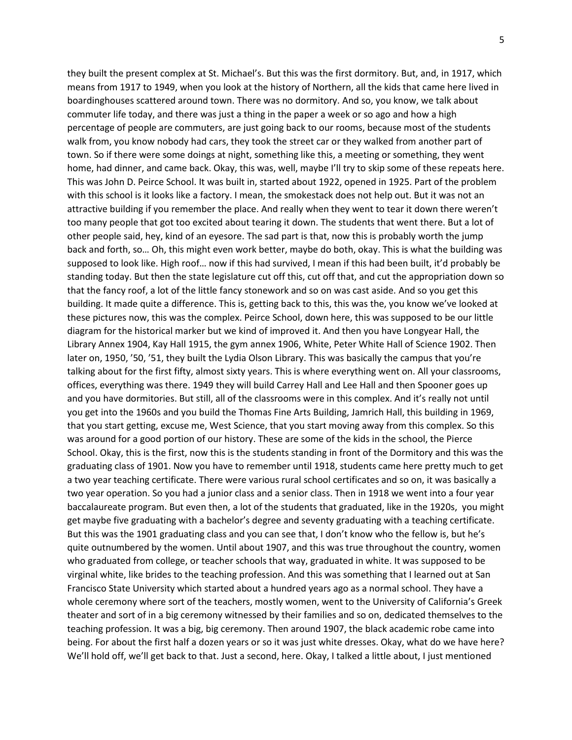they built the present complex at St. Michael's. But this was the first dormitory. But, and, in 1917, which means from 1917 to 1949, when you look at the history of Northern, all the kids that came here lived in boardinghouses scattered around town. There was no dormitory. And so, you know, we talk about commuter life today, and there was just a thing in the paper a week or so ago and how a high percentage of people are commuters, are just going back to our rooms, because most of the students walk from, you know nobody had cars, they took the street car or they walked from another part of town. So if there were some doings at night, something like this, a meeting or something, they went home, had dinner, and came back. Okay, this was, well, maybe I'll try to skip some of these repeats here. This was John D. Peirce School. It was built in, started about 1922, opened in 1925. Part of the problem with this school is it looks like a factory. I mean, the smokestack does not help out. But it was not an attractive building if you remember the place. And really when they went to tear it down there weren't too many people that got too excited about tearing it down. The students that went there. But a lot of other people said, hey, kind of an eyesore. The sad part is that, now this is probably worth the jump back and forth, so… Oh, this might even work better, maybe do both, okay. This is what the building was supposed to look like. High roof… now if this had survived, I mean if this had been built, it'd probably be standing today. But then the state legislature cut off this, cut off that, and cut the appropriation down so that the fancy roof, a lot of the little fancy stonework and so on was cast aside. And so you get this building. It made quite a difference. This is, getting back to this, this was the, you know we've looked at these pictures now, this was the complex. Peirce School, down here, this was supposed to be our little diagram for the historical marker but we kind of improved it. And then you have Longyear Hall, the Library Annex 1904, Kay Hall 1915, the gym annex 1906, White, Peter White Hall of Science 1902. Then later on, 1950, '50, '51, they built the Lydia Olson Library. This was basically the campus that you're talking about for the first fifty, almost sixty years. This is where everything went on. All your classrooms, offices, everything was there. 1949 they will build Carrey Hall and Lee Hall and then Spooner goes up and you have dormitories. But still, all of the classrooms were in this complex. And it's really not until you get into the 1960s and you build the Thomas Fine Arts Building, Jamrich Hall, this building in 1969, that you start getting, excuse me, West Science, that you start moving away from this complex. So this was around for a good portion of our history. These are some of the kids in the school, the Pierce School. Okay, this is the first, now this is the students standing in front of the Dormitory and this was the graduating class of 1901. Now you have to remember until 1918, students came here pretty much to get a two year teaching certificate. There were various rural school certificates and so on, it was basically a two year operation. So you had a junior class and a senior class. Then in 1918 we went into a four year baccalaureate program. But even then, a lot of the students that graduated, like in the 1920s, you might get maybe five graduating with a bachelor's degree and seventy graduating with a teaching certificate. But this was the 1901 graduating class and you can see that, I don't know who the fellow is, but he's quite outnumbered by the women. Until about 1907, and this was true throughout the country, women who graduated from college, or teacher schools that way, graduated in white. It was supposed to be virginal white, like brides to the teaching profession. And this was something that I learned out at San Francisco State University which started about a hundred years ago as a normal school. They have a whole ceremony where sort of the teachers, mostly women, went to the University of California's Greek theater and sort of in a big ceremony witnessed by their families and so on, dedicated themselves to the teaching profession. It was a big, big ceremony. Then around 1907, the black academic robe came into being. For about the first half a dozen years or so it was just white dresses. Okay, what do we have here? We'll hold off, we'll get back to that. Just a second, here. Okay, I talked a little about, I just mentioned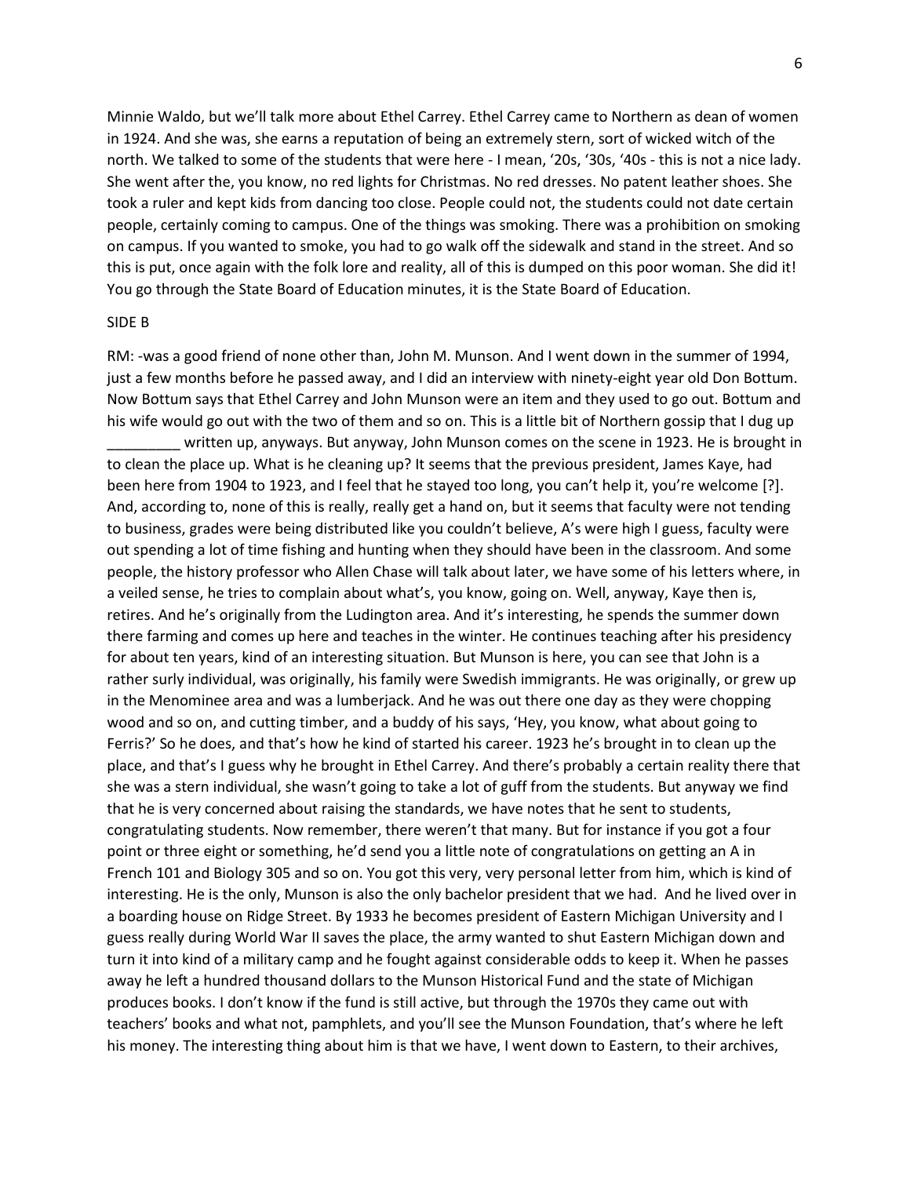Minnie Waldo, but we'll talk more about Ethel Carrey. Ethel Carrey came to Northern as dean of women in 1924. And she was, she earns a reputation of being an extremely stern, sort of wicked witch of the north. We talked to some of the students that were here - I mean, '20s, '30s, '40s - this is not a nice lady. She went after the, you know, no red lights for Christmas. No red dresses. No patent leather shoes. She took a ruler and kept kids from dancing too close. People could not, the students could not date certain people, certainly coming to campus. One of the things was smoking. There was a prohibition on smoking on campus. If you wanted to smoke, you had to go walk off the sidewalk and stand in the street. And so this is put, once again with the folk lore and reality, all of this is dumped on this poor woman. She did it! You go through the State Board of Education minutes, it is the State Board of Education.

SIDE B

RM: -was a good friend of none other than, John M. Munson. And I went down in the summer of 1994, just a few months before he passed away, and I did an interview with ninety-eight year old Don Bottum. Now Bottum says that Ethel Carrey and John Munson were an item and they used to go out. Bottum and his wife would go out with the two of them and so on. This is a little bit of Northern gossip that I dug up _________ written up, anyways. But anyway, John Munson comes on the scene in 1923. He is brought in to clean the place up. What is he cleaning up? It seems that the previous president, James Kaye, had been here from 1904 to 1923, and I feel that he stayed too long, you can't help it, you're welcome [?]. And, according to, none of this is really, really get a hand on, but it seems that faculty were not tending to business, grades were being distributed like you couldn't believe, A's were high I guess, faculty were out spending a lot of time fishing and hunting when they should have been in the classroom. And some people, the history professor who Allen Chase will talk about later, we have some of his letters where, in a veiled sense, he tries to complain about what's, you know, going on. Well, anyway, Kaye then is, retires. And he's originally from the Ludington area. And it's interesting, he spends the summer down there farming and comes up here and teaches in the winter. He continues teaching after his presidency for about ten years, kind of an interesting situation. But Munson is here, you can see that John is a rather surly individual, was originally, his family were Swedish immigrants. He was originally, or grew up in the Menominee area and was a lumberjack. And he was out there one day as they were chopping wood and so on, and cutting timber, and a buddy of his says, 'Hey, you know, what about going to Ferris?' So he does, and that's how he kind of started his career. 1923 he's brought in to clean up the place, and that's I guess why he brought in Ethel Carrey. And there's probably a certain reality there that she was a stern individual, she wasn't going to take a lot of guff from the students. But anyway we find that he is very concerned about raising the standards, we have notes that he sent to students, congratulating students. Now remember, there weren't that many. But for instance if you got a four point or three eight or something, he'd send you a little note of congratulations on getting an A in French 101 and Biology 305 and so on. You got this very, very personal letter from him, which is kind of interesting. He is the only, Munson is also the only bachelor president that we had. And he lived over in a boarding house on Ridge Street. By 1933 he becomes president of Eastern Michigan University and I guess really during World War II saves the place, the army wanted to shut Eastern Michigan down and turn it into kind of a military camp and he fought against considerable odds to keep it. When he passes away he left a hundred thousand dollars to the Munson Historical Fund and the state of Michigan produces books. I don't know if the fund is still active, but through the 1970s they came out with teachers' books and what not, pamphlets, and you'll see the Munson Foundation, that's where he left his money. The interesting thing about him is that we have, I went down to Eastern, to their archives,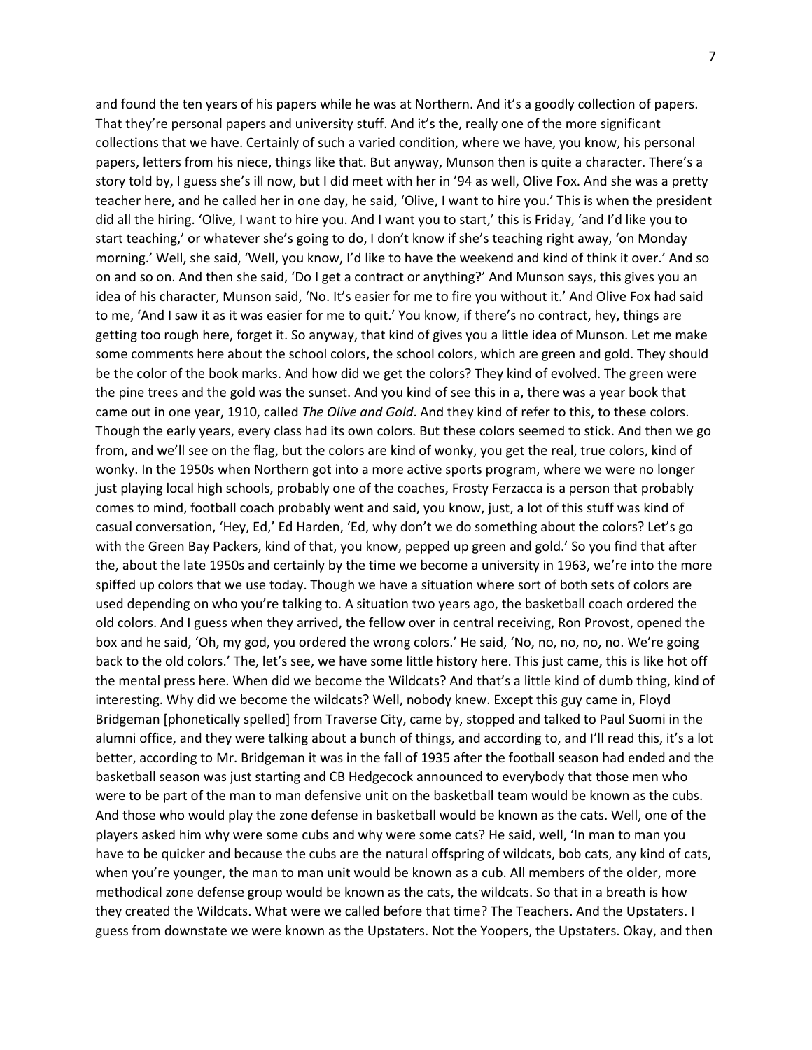and found the ten years of his papers while he was at Northern. And it's a goodly collection of papers. That they're personal papers and university stuff. And it's the, really one of the more significant collections that we have. Certainly of such a varied condition, where we have, you know, his personal papers, letters from his niece, things like that. But anyway, Munson then is quite a character. There's a story told by, I guess she's ill now, but I did meet with her in '94 as well, Olive Fox. And she was a pretty teacher here, and he called her in one day, he said, 'Olive, I want to hire you.' This is when the president did all the hiring. 'Olive, I want to hire you. And I want you to start,' this is Friday, 'and I'd like you to start teaching,' or whatever she's going to do, I don't know if she's teaching right away, 'on Monday morning.' Well, she said, 'Well, you know, I'd like to have the weekend and kind of think it over.' And so on and so on. And then she said, 'Do I get a contract or anything?' And Munson says, this gives you an idea of his character, Munson said, 'No. It's easier for me to fire you without it.' And Olive Fox had said to me, 'And I saw it as it was easier for me to quit.' You know, if there's no contract, hey, things are getting too rough here, forget it. So anyway, that kind of gives you a little idea of Munson. Let me make some comments here about the school colors, the school colors, which are green and gold. They should be the color of the book marks. And how did we get the colors? They kind of evolved. The green were the pine trees and the gold was the sunset. And you kind of see this in a, there was a year book that came out in one year, 1910, called *The Olive and Gold*. And they kind of refer to this, to these colors. Though the early years, every class had its own colors. But these colors seemed to stick. And then we go from, and we'll see on the flag, but the colors are kind of wonky, you get the real, true colors, kind of wonky. In the 1950s when Northern got into a more active sports program, where we were no longer just playing local high schools, probably one of the coaches, Frosty Ferzacca is a person that probably comes to mind, football coach probably went and said, you know, just, a lot of this stuff was kind of casual conversation, 'Hey, Ed,' Ed Harden, 'Ed, why don't we do something about the colors? Let's go with the Green Bay Packers, kind of that, you know, pepped up green and gold.' So you find that after the, about the late 1950s and certainly by the time we become a university in 1963, we're into the more spiffed up colors that we use today. Though we have a situation where sort of both sets of colors are used depending on who you're talking to. A situation two years ago, the basketball coach ordered the old colors. And I guess when they arrived, the fellow over in central receiving, Ron Provost, opened the box and he said, 'Oh, my god, you ordered the wrong colors.' He said, 'No, no, no, no, no. We're going back to the old colors.' The, let's see, we have some little history here. This just came, this is like hot off the mental press here. When did we become the Wildcats? And that's a little kind of dumb thing, kind of interesting. Why did we become the wildcats? Well, nobody knew. Except this guy came in, Floyd Bridgeman [phonetically spelled] from Traverse City, came by, stopped and talked to Paul Suomi in the alumni office, and they were talking about a bunch of things, and according to, and I'll read this, it's a lot better, according to Mr. Bridgeman it was in the fall of 1935 after the football season had ended and the basketball season was just starting and CB Hedgecock announced to everybody that those men who were to be part of the man to man defensive unit on the basketball team would be known as the cubs. And those who would play the zone defense in basketball would be known as the cats. Well, one of the players asked him why were some cubs and why were some cats? He said, well, 'In man to man you have to be quicker and because the cubs are the natural offspring of wildcats, bob cats, any kind of cats, when you're younger, the man to man unit would be known as a cub. All members of the older, more methodical zone defense group would be known as the cats, the wildcats. So that in a breath is how they created the Wildcats. What were we called before that time? The Teachers. And the Upstaters. I guess from downstate we were known as the Upstaters. Not the Yoopers, the Upstaters. Okay, and then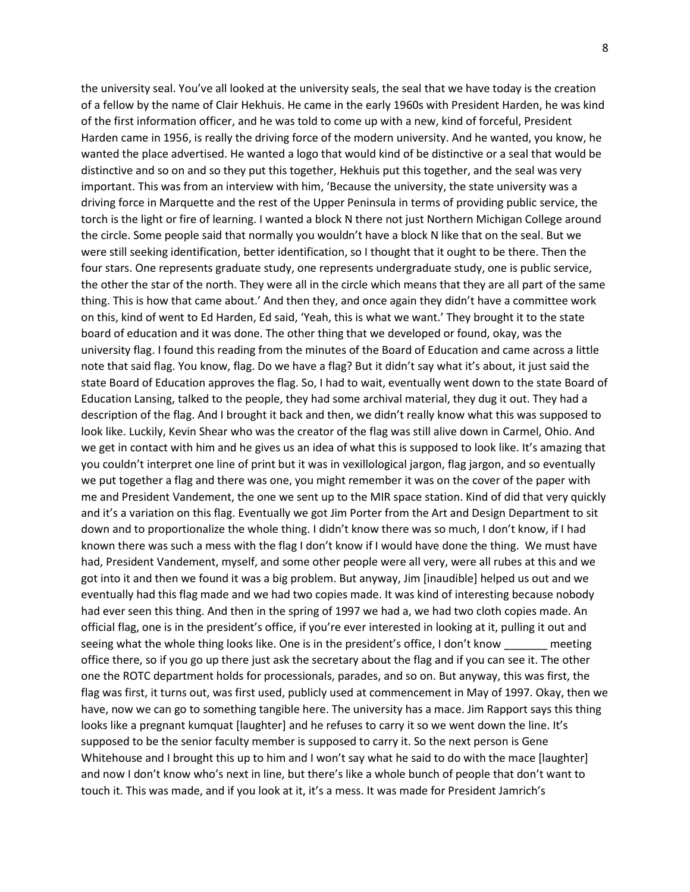the university seal. You've all looked at the university seals, the seal that we have today is the creation of a fellow by the name of Clair Hekhuis. He came in the early 1960s with President Harden, he was kind of the first information officer, and he was told to come up with a new, kind of forceful, President Harden came in 1956, is really the driving force of the modern university. And he wanted, you know, he wanted the place advertised. He wanted a logo that would kind of be distinctive or a seal that would be distinctive and so on and so they put this together, Hekhuis put this together, and the seal was very important. This was from an interview with him, 'Because the university, the state university was a driving force in Marquette and the rest of the Upper Peninsula in terms of providing public service, the torch is the light or fire of learning. I wanted a block N there not just Northern Michigan College around the circle. Some people said that normally you wouldn't have a block N like that on the seal. But we were still seeking identification, better identification, so I thought that it ought to be there. Then the four stars. One represents graduate study, one represents undergraduate study, one is public service, the other the star of the north. They were all in the circle which means that they are all part of the same thing. This is how that came about.' And then they, and once again they didn't have a committee work on this, kind of went to Ed Harden, Ed said, 'Yeah, this is what we want.' They brought it to the state board of education and it was done. The other thing that we developed or found, okay, was the university flag. I found this reading from the minutes of the Board of Education and came across a little note that said flag. You know, flag. Do we have a flag? But it didn't say what it's about, it just said the state Board of Education approves the flag. So, I had to wait, eventually went down to the state Board of Education Lansing, talked to the people, they had some archival material, they dug it out. They had a description of the flag. And I brought it back and then, we didn't really know what this was supposed to look like. Luckily, Kevin Shear who was the creator of the flag was still alive down in Carmel, Ohio. And we get in contact with him and he gives us an idea of what this is supposed to look like. It's amazing that you couldn't interpret one line of print but it was in vexillological jargon, flag jargon, and so eventually we put together a flag and there was one, you might remember it was on the cover of the paper with me and President Vandement, the one we sent up to the MIR space station. Kind of did that very quickly and it's a variation on this flag. Eventually we got Jim Porter from the Art and Design Department to sit down and to proportionalize the whole thing. I didn't know there was so much, I don't know, if I had known there was such a mess with the flag I don't know if I would have done the thing. We must have had, President Vandement, myself, and some other people were all very, were all rubes at this and we got into it and then we found it was a big problem. But anyway, Jim [inaudible] helped us out and we eventually had this flag made and we had two copies made. It was kind of interesting because nobody had ever seen this thing. And then in the spring of 1997 we had a, we had two cloth copies made. An official flag, one is in the president's office, if you're ever interested in looking at it, pulling it out and seeing what the whole thing looks like. One is in the president's office, I don't know _______ meeting office there, so if you go up there just ask the secretary about the flag and if you can see it. The other one the ROTC department holds for processionals, parades, and so on. But anyway, this was first, the flag was first, it turns out, was first used, publicly used at commencement in May of 1997. Okay, then we have, now we can go to something tangible here. The university has a mace. Jim Rapport says this thing looks like a pregnant kumquat [laughter] and he refuses to carry it so we went down the line. It's supposed to be the senior faculty member is supposed to carry it. So the next person is Gene Whitehouse and I brought this up to him and I won't say what he said to do with the mace [laughter] and now I don't know who's next in line, but there's like a whole bunch of people that don't want to touch it. This was made, and if you look at it, it's a mess. It was made for President Jamrich's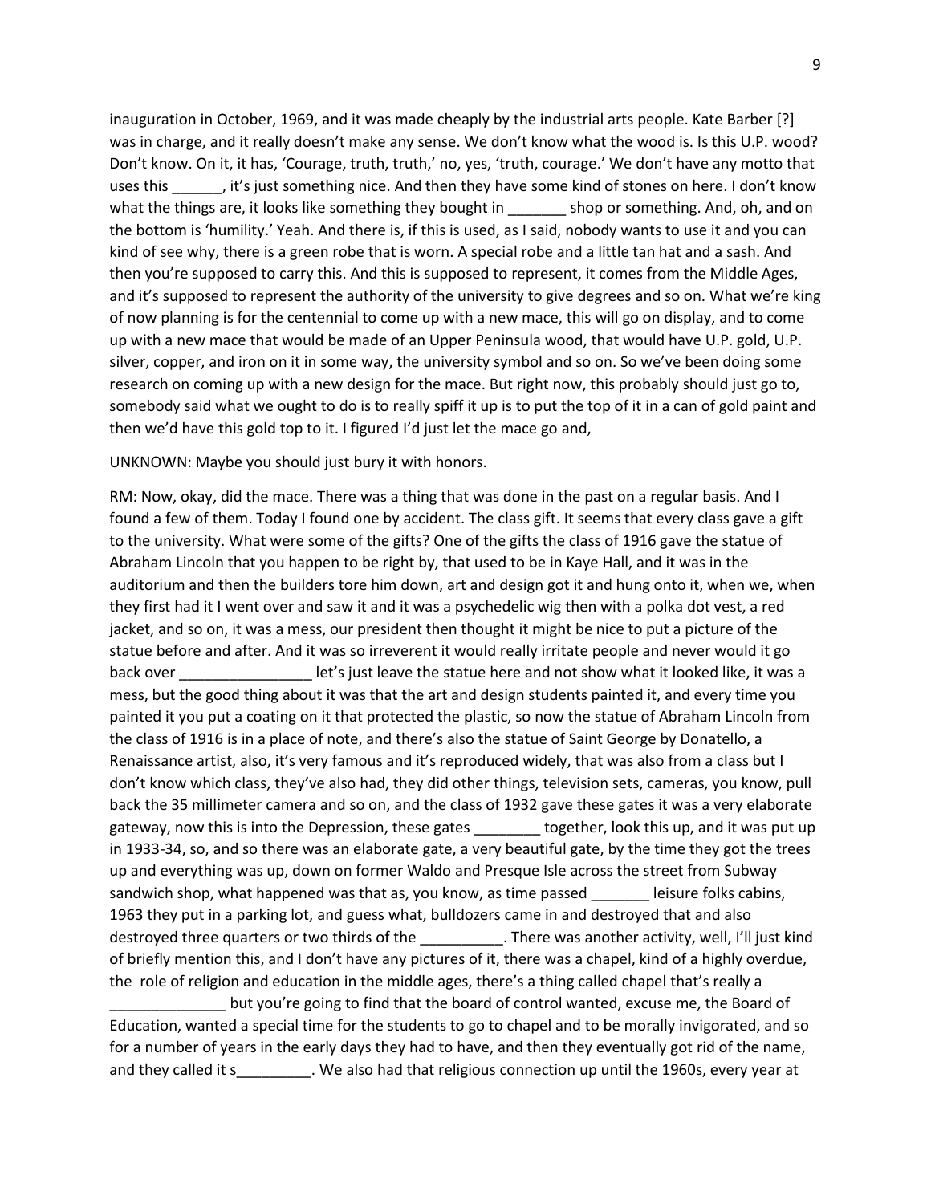inauguration in October, 1969, and it was made cheaply by the industrial arts people. Kate Barber [?] was in charge, and it really doesn't make any sense. We don't know what the wood is. Is this U.P. wood? Don't know. On it, it has, 'Courage, truth, truth,' no, yes, 'truth, courage.' We don't have any motto that uses this ______, it's just something nice. And then they have some kind of stones on here. I don't know what the things are, it looks like something they bought in _______ shop or something. And, oh, and on the bottom is 'humility.' Yeah. And there is, if this is used, as I said, nobody wants to use it and you can kind of see why, there is a green robe that is worn. A special robe and a little tan hat and a sash. And then you're supposed to carry this. And this is supposed to represent, it comes from the Middle Ages, and it's supposed to represent the authority of the university to give degrees and so on. What we're king of now planning is for the centennial to come up with a new mace, this will go on display, and to come up with a new mace that would be made of an Upper Peninsula wood, that would have U.P. gold, U.P. silver, copper, and iron on it in some way, the university symbol and so on. So we've been doing some research on coming up with a new design for the mace. But right now, this probably should just go to, somebody said what we ought to do is to really spiff it up is to put the top of it in a can of gold paint and then we'd have this gold top to it. I figured I'd just let the mace go and,

UNKNOWN: Maybe you should just bury it with honors.

RM: Now, okay, did the mace. There was a thing that was done in the past on a regular basis. And I found a few of them. Today I found one by accident. The class gift. It seems that every class gave a gift to the university. What were some of the gifts? One of the gifts the class of 1916 gave the statue of Abraham Lincoln that you happen to be right by, that used to be in Kaye Hall, and it was in the auditorium and then the builders tore him down, art and design got it and hung onto it, when we, when they first had it I went over and saw it and it was a psychedelic wig then with a polka dot vest, a red jacket, and so on, it was a mess, our president then thought it might be nice to put a picture of the statue before and after. And it was so irreverent it would really irritate people and never would it go back over ________________ let's just leave the statue here and not show what it looked like, it was a mess, but the good thing about it was that the art and design students painted it, and every time you painted it you put a coating on it that protected the plastic, so now the statue of Abraham Lincoln from the class of 1916 is in a place of note, and there's also the statue of Saint George by Donatello, a Renaissance artist, also, it's very famous and it's reproduced widely, that was also from a class but I don't know which class, they've also had, they did other things, television sets, cameras, you know, pull back the 35 millimeter camera and so on, and the class of 1932 gave these gates it was a very elaborate gateway, now this is into the Depression, these gates ________ together, look this up, and it was put up in 1933-34, so, and so there was an elaborate gate, a very beautiful gate, by the time they got the trees up and everything was up, down on former Waldo and Presque Isle across the street from Subway sandwich shop, what happened was that as, you know, as time passed _______ leisure folks cabins, 1963 they put in a parking lot, and guess what, bulldozers came in and destroyed that and also destroyed three quarters or two thirds of the __________. There was another activity, well, I'll just kind of briefly mention this, and I don't have any pictures of it, there was a chapel, kind of a highly overdue, the role of religion and education in the middle ages, there's a thing called chapel that's really a ______________ but you're going to find that the board of control wanted, excuse me, the Board of Education, wanted a special time for the students to go to chapel and to be morally invigorated, and so for a number of years in the early days they had to have, and then they eventually got rid of the name, and they called it s_________. We also had that religious connection up until the 1960s, every year at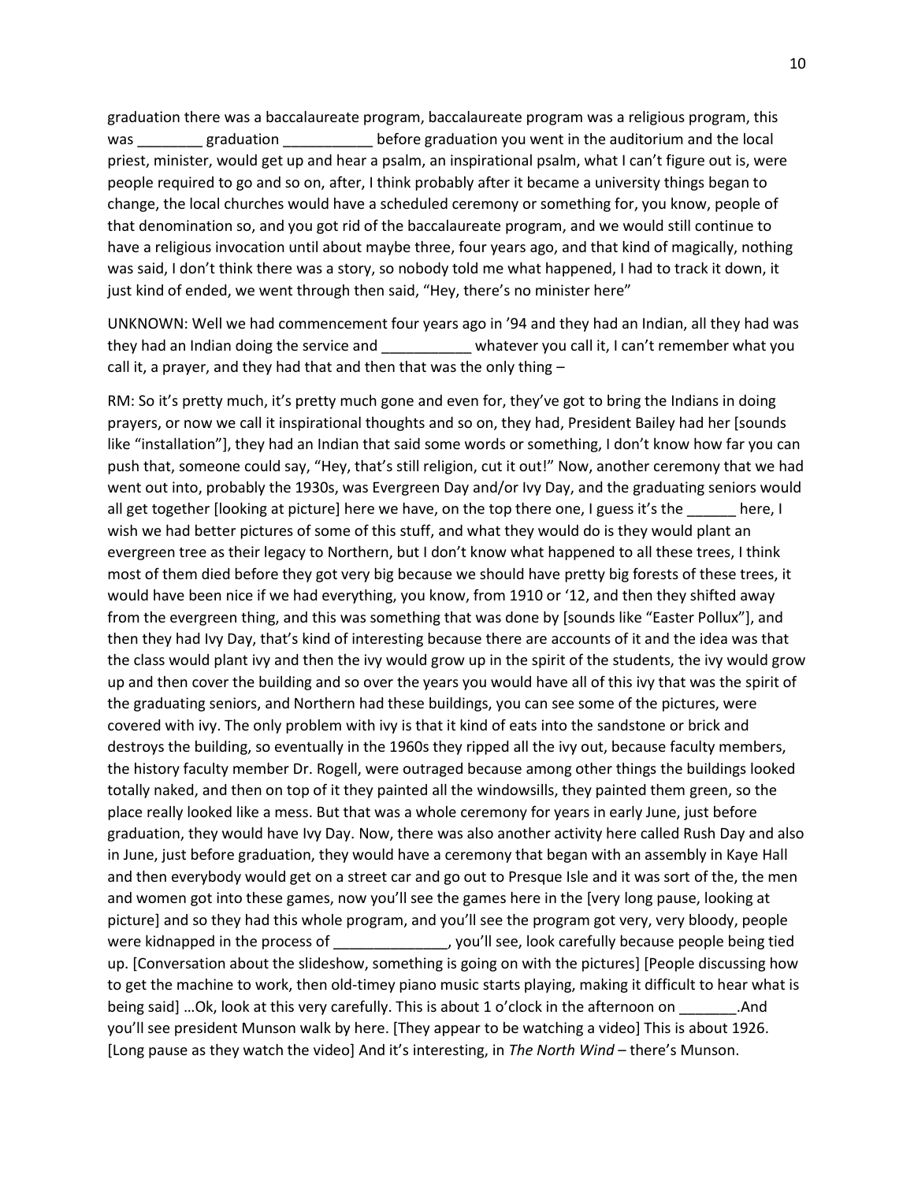graduation there was a baccalaureate program, baccalaureate program was a religious program, this was ________ graduation ___________ before graduation you went in the auditorium and the local priest, minister, would get up and hear a psalm, an inspirational psalm, what I can't figure out is, were people required to go and so on, after, I think probably after it became a university things began to change, the local churches would have a scheduled ceremony or something for, you know, people of that denomination so, and you got rid of the baccalaureate program, and we would still continue to have a religious invocation until about maybe three, four years ago, and that kind of magically, nothing was said, I don't think there was a story, so nobody told me what happened, I had to track it down, it just kind of ended, we went through then said, "Hey, there's no minister here"

UNKNOWN: Well we had commencement four years ago in '94 and they had an Indian, all they had was they had an Indian doing the service and ___________ whatever you call it, I can't remember what you call it, a prayer, and they had that and then that was the only thing –

RM: So it's pretty much, it's pretty much gone and even for, they've got to bring the Indians in doing prayers, or now we call it inspirational thoughts and so on, they had, President Bailey had her [sounds like "installation"], they had an Indian that said some words or something, I don't know how far you can push that, someone could say, "Hey, that's still religion, cut it out!" Now, another ceremony that we had went out into, probably the 1930s, was Evergreen Day and/or Ivy Day, and the graduating seniors would all get together [looking at picture] here we have, on the top there one, I guess it's the ______ here, I wish we had better pictures of some of this stuff, and what they would do is they would plant an evergreen tree as their legacy to Northern, but I don't know what happened to all these trees, I think most of them died before they got very big because we should have pretty big forests of these trees, it would have been nice if we had everything, you know, from 1910 or '12, and then they shifted away from the evergreen thing, and this was something that was done by [sounds like "Easter Pollux"], and then they had Ivy Day, that's kind of interesting because there are accounts of it and the idea was that the class would plant ivy and then the ivy would grow up in the spirit of the students, the ivy would grow up and then cover the building and so over the years you would have all of this ivy that was the spirit of the graduating seniors, and Northern had these buildings, you can see some of the pictures, were covered with ivy. The only problem with ivy is that it kind of eats into the sandstone or brick and destroys the building, so eventually in the 1960s they ripped all the ivy out, because faculty members, the history faculty member Dr. Rogell, were outraged because among other things the buildings looked totally naked, and then on top of it they painted all the windowsills, they painted them green, so the place really looked like a mess. But that was a whole ceremony for years in early June, just before graduation, they would have Ivy Day. Now, there was also another activity here called Rush Day and also in June, just before graduation, they would have a ceremony that began with an assembly in Kaye Hall and then everybody would get on a street car and go out to Presque Isle and it was sort of the, the men and women got into these games, now you'll see the games here in the [very long pause, looking at picture] and so they had this whole program, and you'll see the program got very, very bloody, people were kidnapped in the process of ______________, you'll see, look carefully because people being tied up. [Conversation about the slideshow, something is going on with the pictures] [People discussing how to get the machine to work, then old-timey piano music starts playing, making it difficult to hear what is being said] …Ok, look at this very carefully. This is about 1 o'clock in the afternoon on _______.And you'll see president Munson walk by here. [They appear to be watching a video] This is about 1926. [Long pause as they watch the video] And it's interesting, in *The North Wind* – there's Munson.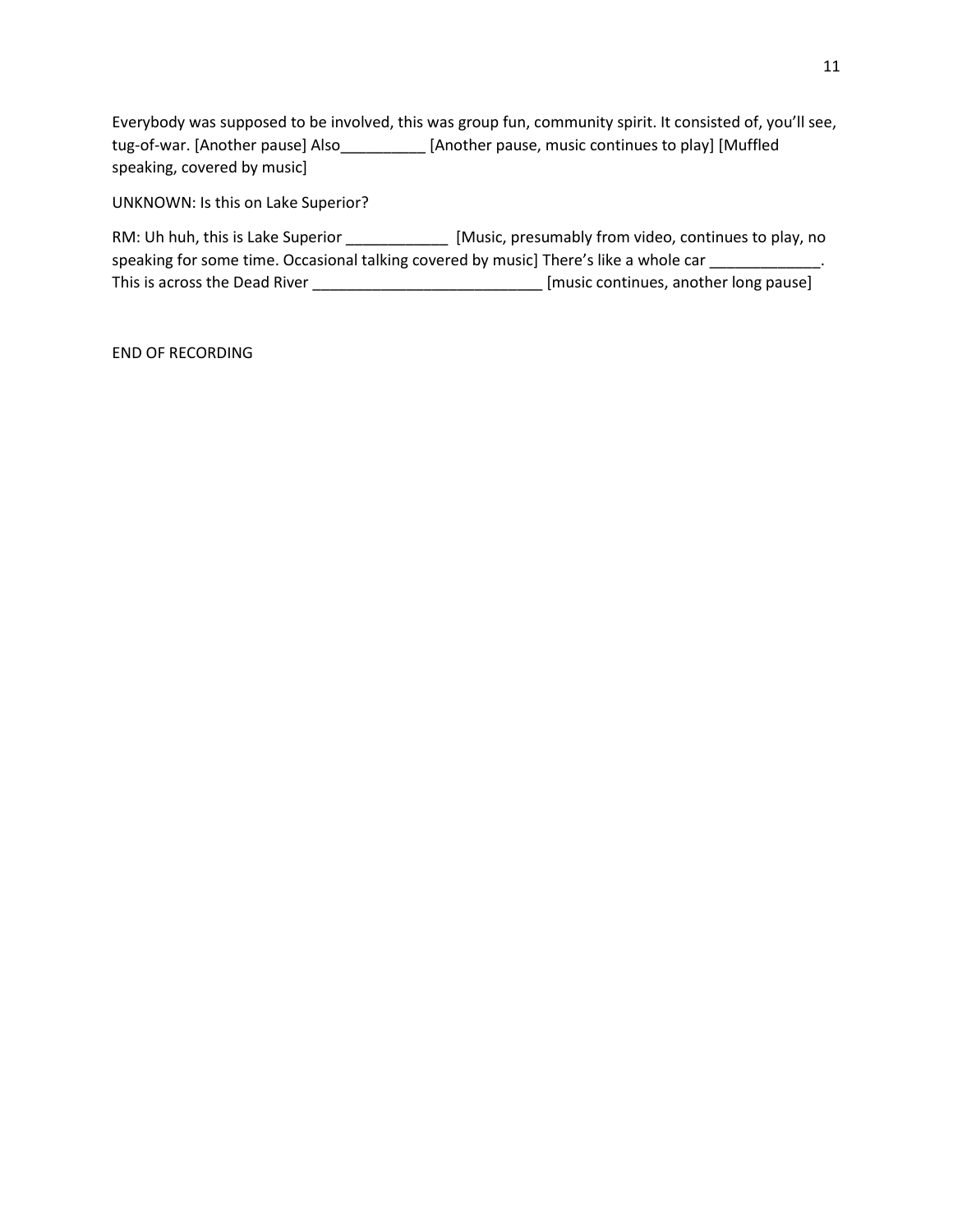Everybody was supposed to be involved, this was group fun, community spirit. It consisted of, you'll see, tug-of-war. [Another pause] Also__________ [Another pause, music continues to play] [Muffled speaking, covered by music]

UNKNOWN: Is this on Lake Superior?

RM: Uh huh, this is Lake Superior ____________ [Music, presumably from video, continues to play, no speaking for some time. Occasional talking covered by music] There's like a whole car _____________. This is across the Dead River ___________________________ [music continues, another long pause]

END OF RECORDING